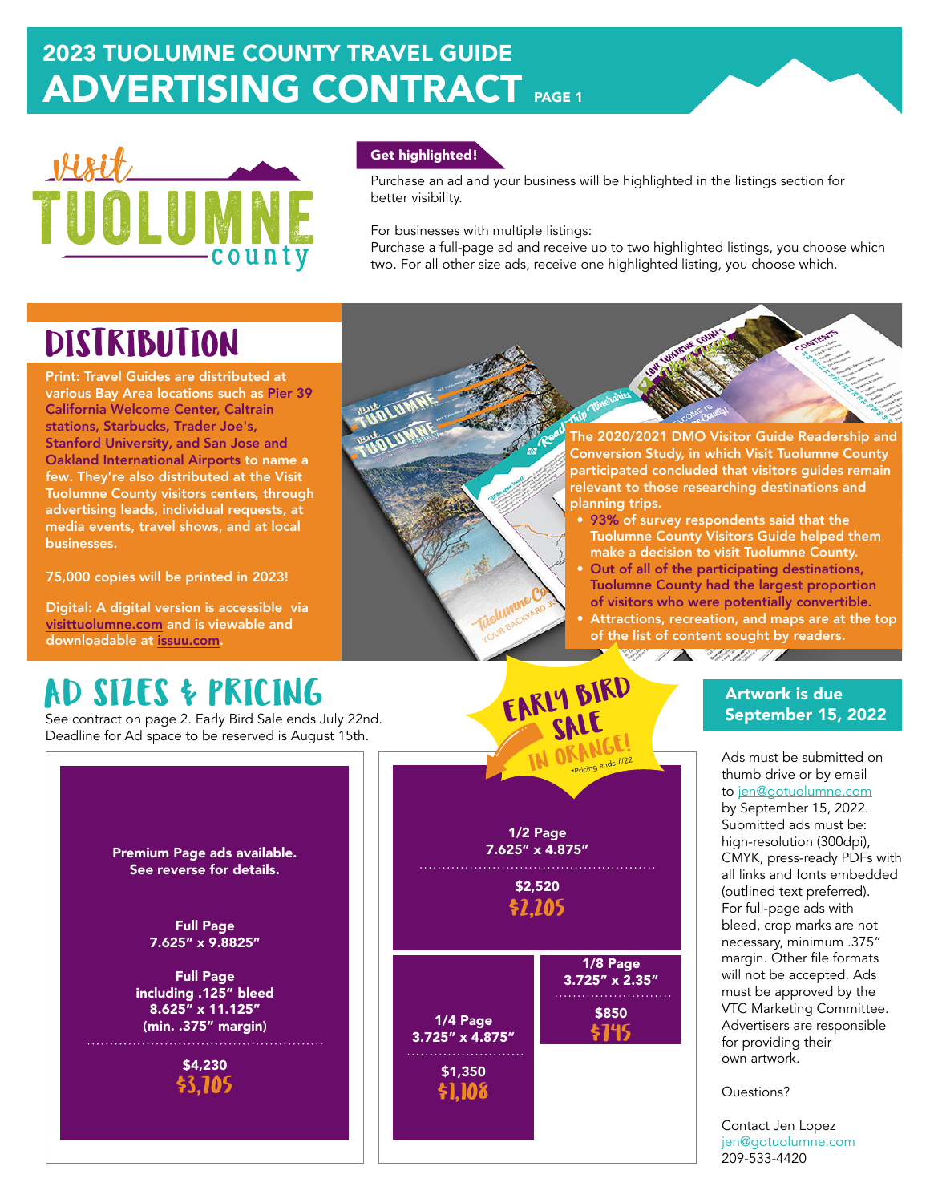# 2023 TUOLUMNE COUNTY TRAVEL GUIDE
# ADVERTISING CONTRACT PAGE 1

visit TUOLUMNE county

**Get highlighted!**

Purchase an ad and your business will be highlighted in the listings section for better visibility.

For businesses with multiple listings:
Purchase a full-page ad and receive up to two highlighted listings, you choose which two. For all other size ads, receive one highlighted listing, you choose which.

## DISTRIBUTION

Print: Travel Guides are distributed at various Bay Area locations such as Pier 39 California Welcome Center, Caltrain stations, Starbucks, Trader Joe's, Stanford University, and San Jose and Oakland International Airports to name a few. They're also distributed at the Visit Tuolumne County visitors centers, through advertising leads, individual requests, at media events, travel shows, and at local businesses.

75,000 copies will be printed in 2023!

Digital: A digital version is accessible via visittuolumne.com and is viewable and downloadable at issuu.com.

The 2020/2021 DMO Visitor Guide Readership and Conversion Study, in which Visit Tuolumne County participated concluded that visitors guides remain relevant to those researching destinations and planning trips.

- 93% of survey respondents said that the Tuolumne County Visitors Guide helped them make a decision to visit Tuolumne County.
- Out of all of the participating destinations, Tuolumne County had the largest proportion of visitors who were potentially convertible.
- Attractions, recreation, and maps are at the top of the list of content sought by readers.

## AD SIZES & PRICING

See contract on page 2. Early Bird Sale ends July 22nd.
Deadline for Ad space to be reserved is August 15th.

EARLY BIRD SALE IN ORANGE! *Pricing ends 7/22

**Premium Page ads available. See reverse for details.**

| Ad Size | Dimensions | Price | Early Bird Price |
|---|---|---|---|
| Full Page | 7.625" x 9.8825" | $4,230 | $3,705 |
| Full Page including .125" bleed (min. .375" margin) | 8.625" x 11.125" | $4,230 | $3,705 |
| 1/2 Page | 7.625" x 4.875" | $2,520 | $2,205 |
| 1/4 Page | 3.725" x 4.875" | $1,350 | $1,108 |
| 1/8 Page | 3.725" x 2.35" | $850 | $745 |

### Artwork is due September 15, 2022

Ads must be submitted on thumb drive or by email to jen@gotuolumne.com by September 15, 2022. Submitted ads must be: high-resolution (300dpi), CMYK, press-ready PDFs with all links and fonts embedded (outlined text preferred). For full-page ads with bleed, crop marks are not necessary, minimum .375" margin. Other file formats will not be accepted. Ads must be approved by the VTC Marketing Committee. Advertisers are responsible for providing their own artwork.

Questions?

Contact Jen Lopez
jen@gotuolumne.com
209-533-4420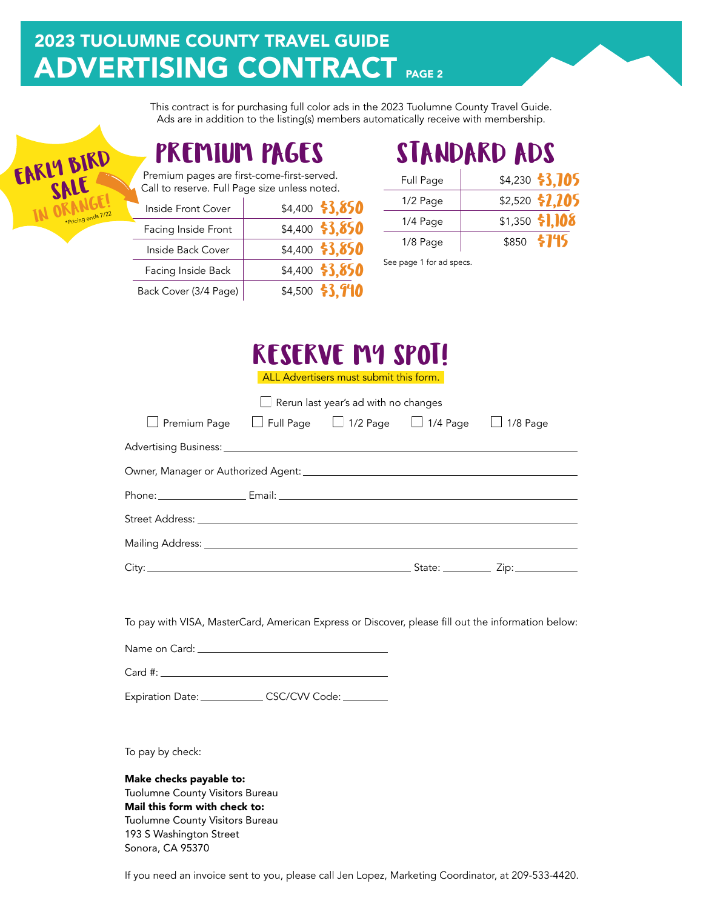# 2023 TUOLUMNE COUNTY TRAVEL GUIDE
# ADVERTISING CONTRACT PAGE 2

This contract is for purchasing full color ads in the 2023 Tuolumne County Travel Guide. Ads are in addition to the listing(s) members automatically receive with membership.

EARLY BIRD SALE IN ORANGE! *Pricing ends 7/22

## PREMIUM PAGES

Premium pages are first-come-first-served. Call to reserve. Full Page size unless noted.

| | | |
|---|---|---|
| Inside Front Cover | $4,400 | $3,850 |
| Facing Inside Front | $4,400 | $3,850 |
| Inside Back Cover | $4,400 | $3,850 |
| Facing Inside Back | $4,400 | $3,850 |
| Back Cover (3/4 Page) | $4,500 | $3,940 |

## STANDARD ADS

| | | |
|---|---|---|
| Full Page | $4,230 | $3,705 |
| 1/2 Page | $2,520 | $2,205 |
| 1/4 Page | $1,350 | $1,108 |
| 1/8 Page | $850 | $745 |

See page 1 for ad specs.

## RESERVE MY SPOT!

ALL Advertisers must submit this form.

☐ Rerun last year's ad with no changes

☐ Premium Page ☐ Full Page ☐ 1/2 Page ☐ 1/4 Page ☐ 1/8 Page

Advertising Business: \_\_\_\_\_\_\_\_\_\_\_\_\_\_\_\_\_\_\_\_

Owner, Manager or Authorized Agent: \_\_\_\_\_\_\_\_\_\_\_\_\_\_\_\_\_\_\_\_

Phone: \_\_\_\_\_\_\_\_\_\_ Email: \_\_\_\_\_\_\_\_\_\_\_\_\_\_\_\_\_\_\_\_

Street Address: \_\_\_\_\_\_\_\_\_\_\_\_\_\_\_\_\_\_\_\_

Mailing Address: \_\_\_\_\_\_\_\_\_\_\_\_\_\_\_\_\_\_\_\_

City: \_\_\_\_\_\_\_\_\_\_\_\_\_\_\_\_\_\_\_\_ State: \_\_\_\_\_\_ Zip: \_\_\_\_\_\_

To pay with VISA, MasterCard, American Express or Discover, please fill out the information below:

Name on Card: \_\_\_\_\_\_\_\_\_\_\_\_\_\_\_\_\_\_\_\_

Card #: \_\_\_\_\_\_\_\_\_\_\_\_\_\_\_\_\_\_\_\_

Expiration Date: \_\_\_\_\_\_\_\_ CSC/CVV Code: \_\_\_\_\_\_

To pay by check:

**Make checks payable to:**
Tuolumne County Visitors Bureau
**Mail this form with check to:**
Tuolumne County Visitors Bureau
193 S Washington Street
Sonora, CA 95370

If you need an invoice sent to you, please call Jen Lopez, Marketing Coordinator, at 209-533-4420.